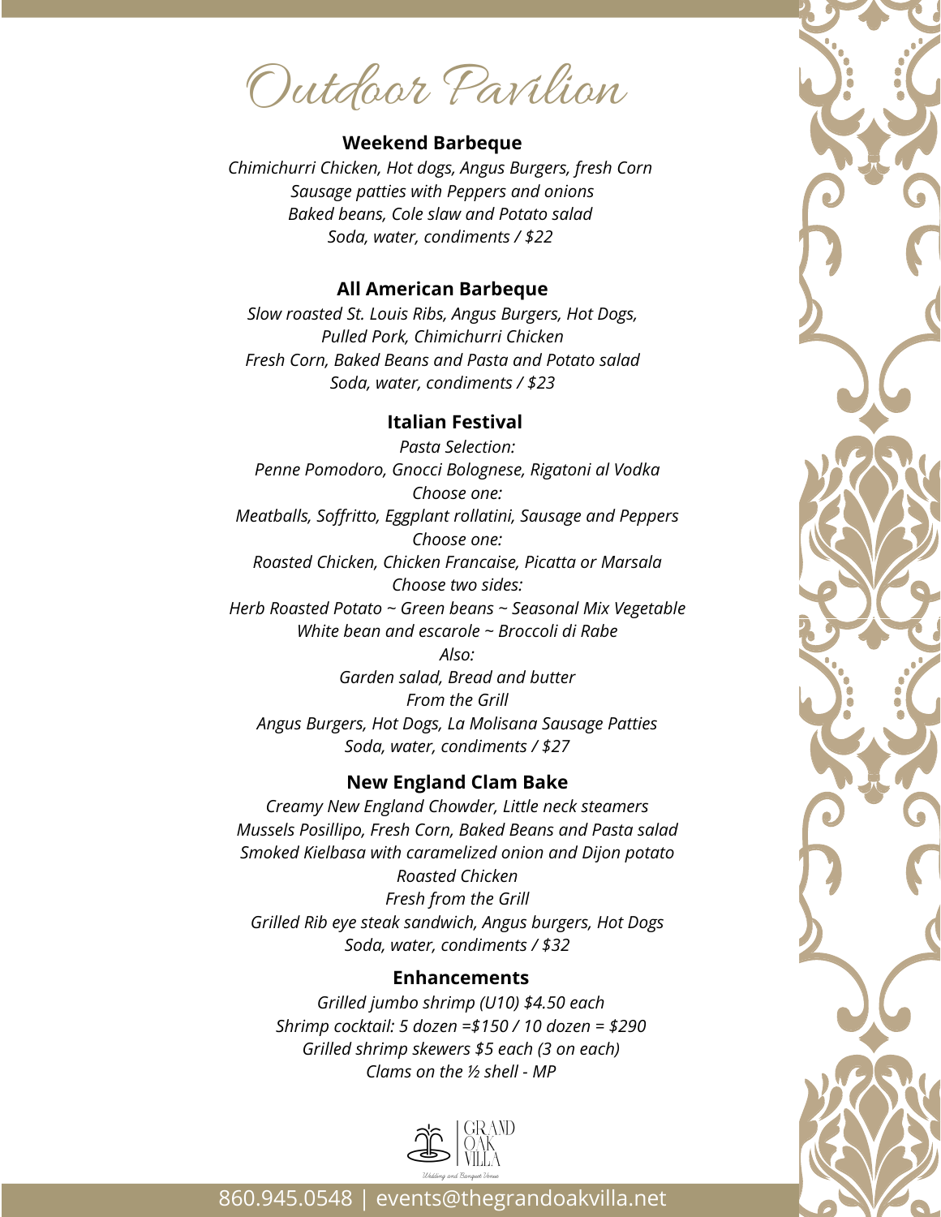# Outdoor Pavilion

## Weekend Barbeque

*Chimichurri Chicken, Hot dogs, Angus Burgers, fresh Corn*
*Sausage patties with Peppers and onions*
*Baked beans, Cole slaw and Potato salad*
*Soda, water, condiments / $22*

## All American Barbeque

*Slow roasted St. Louis Ribs, Angus Burgers, Hot Dogs,*
*Pulled Pork, Chimichurri Chicken*
*Fresh Corn, Baked Beans and Pasta and Potato salad*
*Soda, water, condiments / $23*

## Italian Festival

*Pasta Selection:*
*Penne Pomodoro, Gnocci Bolognese, Rigatoni al Vodka*
*Choose one:*
*Meatballs, Soffritto, Eggplant rollatini, Sausage and Peppers*
*Choose one:*
*Roasted Chicken, Chicken Francaise, Picatta or Marsala*
*Choose two sides:*
*Herb Roasted Potato ~ Green beans ~ Seasonal Mix Vegetable*
*White bean and escarole ~ Broccoli di Rabe*
*Also:*
*Garden salad, Bread and butter*
*From the Grill*
*Angus Burgers, Hot Dogs, La Molisana Sausage Patties*
*Soda, water, condiments / $27*

## New England Clam Bake

*Creamy New England Chowder, Little neck steamers*
*Mussels Posillipo, Fresh Corn, Baked Beans and Pasta salad*
*Smoked Kielbasa with caramelized onion and Dijon potato*
*Roasted Chicken*
*Fresh from the Grill*
*Grilled Rib eye steak sandwich, Angus burgers, Hot Dogs*
*Soda, water, condiments / $32*

## Enhancements

*Grilled jumbo shrimp (U10) $4.50 each*
*Shrimp cocktail: 5 dozen =$150 / 10 dozen = $290*
*Grilled shrimp skewers $5 each (3 on each)*
*Clams on the ½ shell - MP*

GRAND OAK VILLA
Wedding and Banquet Venue

860.945.0548 | events@thegrandoakvilla.net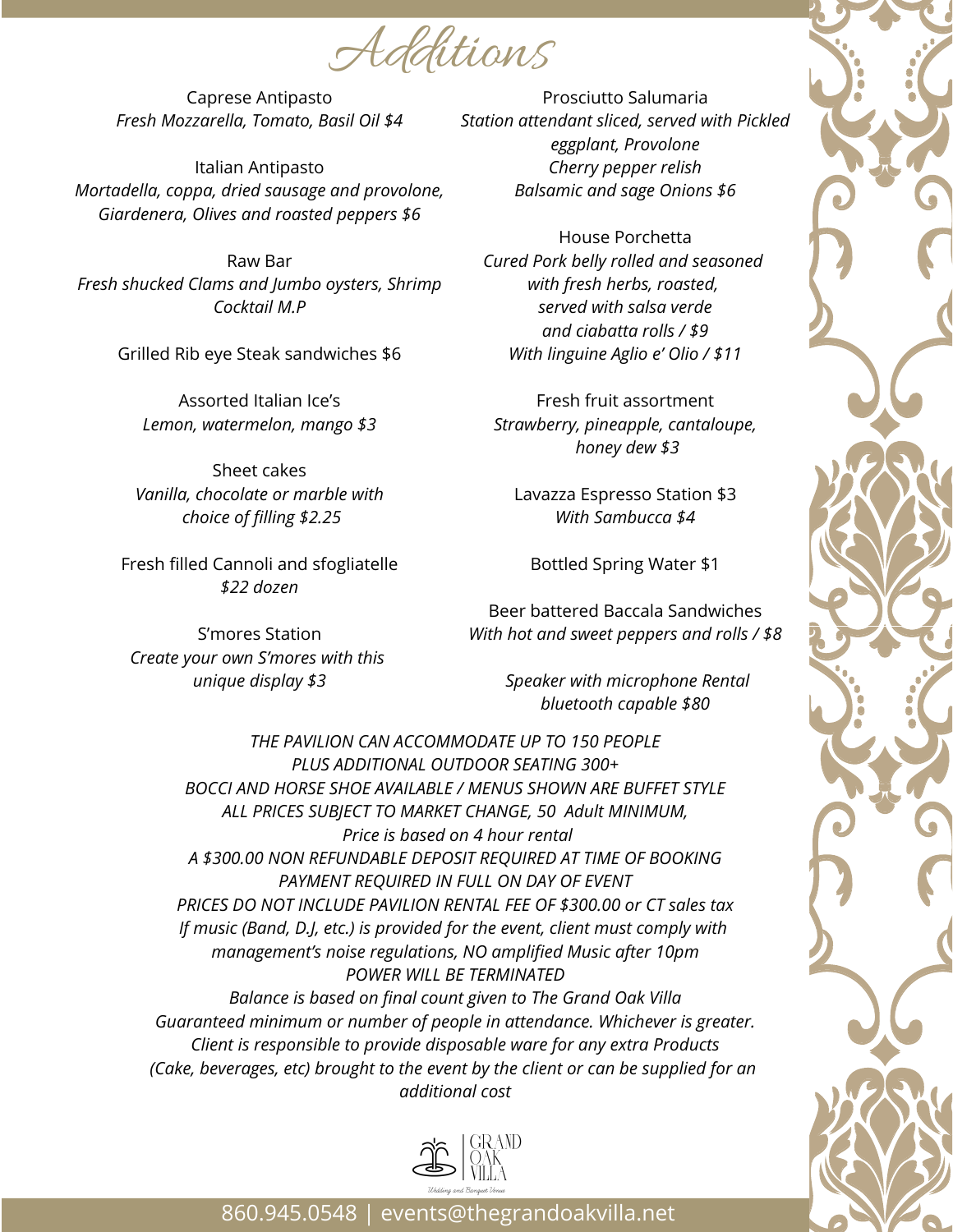# Additions

Caprese Antipasto
*Fresh Mozzarella, Tomato, Basil Oil $4*

Italian Antipasto
*Mortadella, coppa, dried sausage and provolone, Giardenera, Olives and roasted peppers $6*

Raw Bar
*Fresh shucked Clams and Jumbo oysters, Shrimp Cocktail M.P*

Grilled Rib eye Steak sandwiches $6

Assorted Italian Ice's
*Lemon, watermelon, mango $3*

Sheet cakes
*Vanilla, chocolate or marble with choice of filling $2.25*

Fresh filled Cannoli and sfogliatelle
*$22 dozen*

S'mores Station
*Create your own S'mores with this unique display $3*

Prosciutto Salumaria
*Station attendant sliced, served with Pickled eggplant, Provolone*
*Cherry pepper relish*
*Balsamic and sage Onions $6*

House Porchetta
*Cured Pork belly rolled and seasoned with fresh herbs, roasted, served with salsa verde and ciabatta rolls / $9*
*With linguine Aglio e' Olio / $11*

Fresh fruit assortment
*Strawberry, pineapple, cantaloupe, honey dew $3*

Lavazza Espresso Station $3
*With Sambucca $4*

Bottled Spring Water $1

Beer battered Baccala Sandwiches
*With hot and sweet peppers and rolls / $8*

*Speaker with microphone Rental bluetooth capable $80*

*THE PAVILION CAN ACCOMMODATE UP TO 150 PEOPLE*
*PLUS ADDITIONAL OUTDOOR SEATING 300+*
*BOCCI AND HORSE SHOE AVAILABLE / MENUS SHOWN ARE BUFFET STYLE*
*ALL PRICES SUBJECT TO MARKET CHANGE, 50 Adult MINIMUM,*
*Price is based on 4 hour rental*
*A $300.00 NON REFUNDABLE DEPOSIT REQUIRED AT TIME OF BOOKING*
*PAYMENT REQUIRED IN FULL ON DAY OF EVENT*
*PRICES DO NOT INCLUDE PAVILION RENTAL FEE OF $300.00 or CT sales tax*
*If music (Band, D.J, etc.) is provided for the event, client must comply with management's noise regulations, NO amplified Music after 10pm*
*POWER WILL BE TERMINATED*
*Balance is based on final count given to The Grand Oak Villa*
*Guaranteed minimum or number of people in attendance. Whichever is greater.*
*Client is responsible to provide disposable ware for any extra Products (Cake, beverages, etc) brought to the event by the client or can be supplied for an additional cost*

GRAND OAK VILLA
Wedding and Banquet Venue

860.945.0548 | events@thegrandoakvilla.net